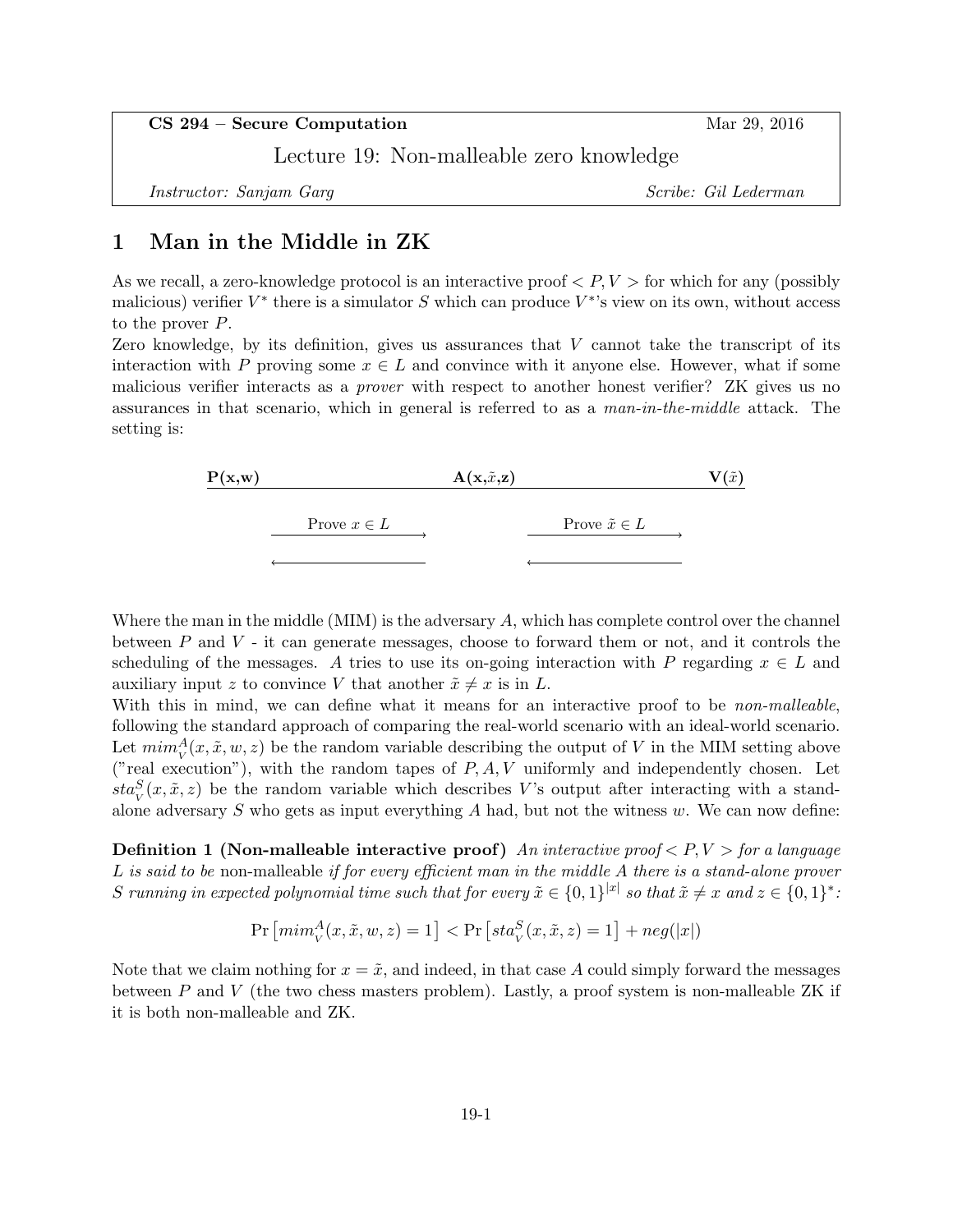**CS 294 – Secure Computation** Mar 29, 2016

Lecture 19: Non-malleable zero knowledge

*Instructor: Sanjam Garg* *Scribe: Gil Lederman*

# 1 Man in the Middle in ZK

As we recall, a zero-knowledge protocol is an interactive proof $< P, V >$ for which for any (possibly malicious) verifier $V^*$ there is a simulator $S$ which can produce $V^*$'s view on its own, without access to the prover $P$.

Zero knowledge, by its definition, gives us assurances that $V$ cannot take the transcript of its interaction with $P$ proving some $x \in L$ and convince with it anyone else. However, what if some malicious verifier interacts as a *prover* with respect to another honest verifier? ZK gives us no assurances in that scenario, which in general is referred to as a *man-in-the-middle* attack. The setting is:

| **P(x,w)** | | **A(x,$\tilde{x}$,z)** | | **V($\tilde{x}$)** |
|---|---|---|---|---|
| | Prove $x \in L$ $\longrightarrow$ | | Prove $\tilde{x} \in L$ $\longrightarrow$ | |
| | $\longleftarrow$ | | $\longleftarrow$ | |

Where the man in the middle (MIM) is the adversary $A$, which has complete control over the channel between $P$ and $V$ - it can generate messages, choose to forward them or not, and it controls the scheduling of the messages. $A$ tries to use its on-going interaction with $P$ regarding $x \in L$ and auxiliary input $z$ to convince $V$ that another $\tilde{x} \neq x$ is in $L$.

With this in mind, we can define what it means for an interactive proof to be *non-malleable*, following the standard approach of comparing the real-world scenario with an ideal-world scenario. Let $mim_V^A(x, \tilde{x}, w, z)$ be the random variable describing the output of $V$ in the MIM setting above ("real execution"), with the random tapes of $P, A, V$ uniformly and independently chosen. Let $sta_V^S(x, \tilde{x}, z)$ be the random variable which describes $V$'s output after interacting with a stand-alone adversary $S$ who gets as input everything $A$ had, but not the witness $w$. We can now define:

**Definition 1 (Non-malleable interactive proof)** *An interactive proof $< P, V >$ for a language $L$ is said to be* non-malleable *if for every efficient man in the middle $A$ there is a stand-alone prover $S$ running in expected polynomial time such that for every $\tilde{x} \in \{0,1\}^{|x|}$ so that $\tilde{x} \neq x$ and $z \in \{0,1\}^*$:*

$$\Pr\left[mim_V^A(x, \tilde{x}, w, z) = 1\right] < \Pr\left[sta_V^S(x, \tilde{x}, z) = 1\right] + neg(|x|)$$

Note that we claim nothing for $x = \tilde{x}$, and indeed, in that case $A$ could simply forward the messages between $P$ and $V$ (the two chess masters problem). Lastly, a proof system is non-malleable ZK if it is both non-malleable and ZK.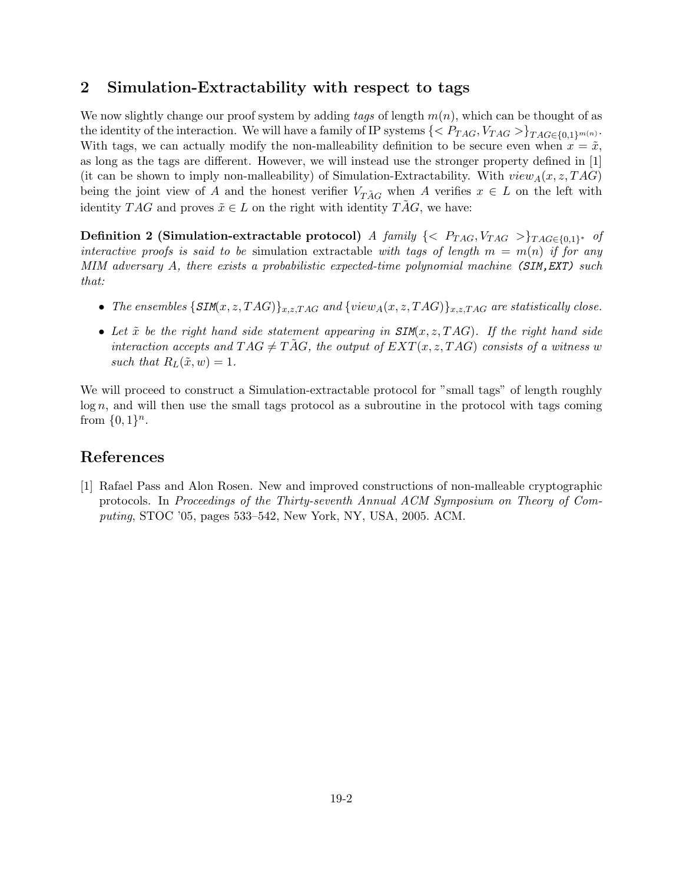## 2 Simulation-Extractability with respect to tags

We now slightly change our proof system by adding *tags* of length $m(n)$, which can be thought of as the identity of the interaction. We will have a family of IP systems $\{< P_{TAG}, V_{TAG} >\}_{TAG \in \{0,1\}^{m(n)}}$. With tags, we can actually modify the non-malleability definition to be secure even when $x = \tilde{x}$, as long as the tags are different. However, we will instead use the stronger property defined in [1] (it can be shown to imply non-malleability) of Simulation-Extractability. With $view_A(x, z, TAG)$ being the joint view of $A$ and the honest verifier $V_{T\tilde{A}G}$ when $A$ verifies $x \in L$ on the left with identity $TAG$ and proves $\tilde{x} \in L$ on the right with identity $T\tilde{A}G$, we have:

**Definition 2 (Simulation-extractable protocol)** *A family $\{< P_{TAG}, V_{TAG} >\}_{TAG \in \{0,1\}^*}$ of interactive proofs is said to be* simulation extractable *with tags of length $m = m(n)$ if for any MIM adversary A, there exists a probabilistic expected-time polynomial machine* ***(SIM,EXT)*** *such that:*

- *The ensembles $\{SIM(x, z, TAG)\}_{x,z,TAG}$ and $\{view_A(x, z, TAG)\}_{x,z,TAG}$ are statistically close.*
- *Let $\tilde{x}$ be the right hand side statement appearing in $SIM(x, z, TAG)$. If the right hand side interaction accepts and $TAG \neq T\tilde{A}G$, the output of $EXT(x, z, TAG)$ consists of a witness $w$ such that $R_L(\tilde{x}, w) = 1$.*

We will proceed to construct a Simulation-extractable protocol for "small tags" of length roughly $\log n$, and will then use the small tags protocol as a subroutine in the protocol with tags coming from $\{0, 1\}^n$.

## References

[1] Rafael Pass and Alon Rosen. New and improved constructions of non-malleable cryptographic protocols. In *Proceedings of the Thirty-seventh Annual ACM Symposium on Theory of Computing*, STOC '05, pages 533–542, New York, NY, USA, 2005. ACM.